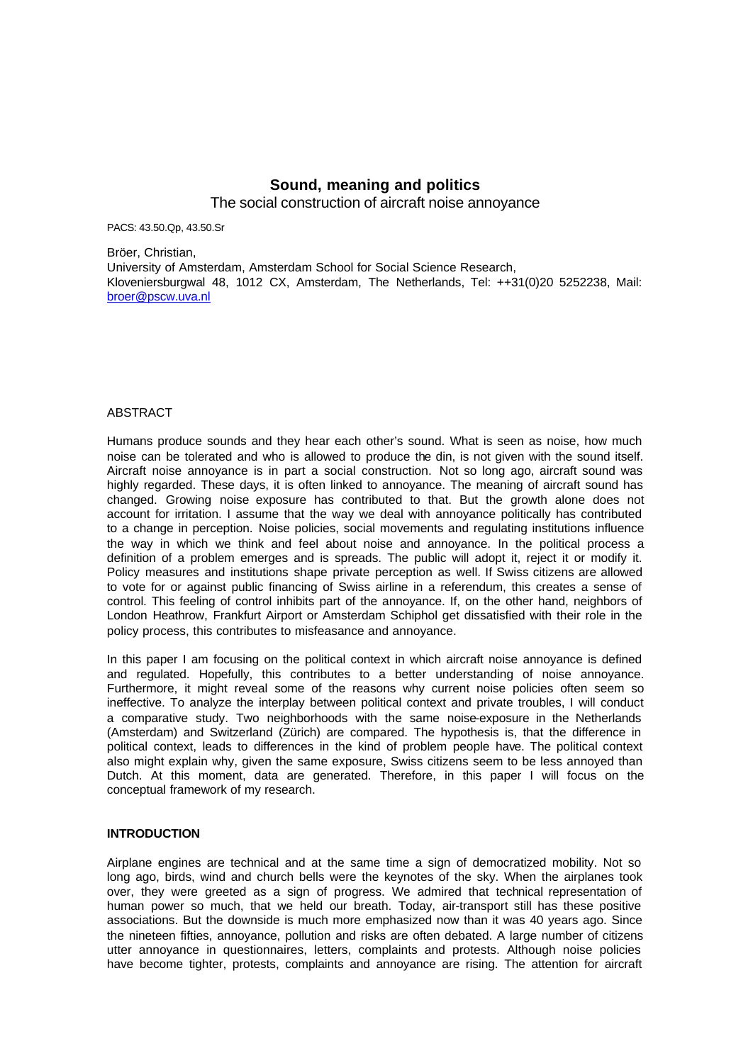# Sound, meaning and politics

The social construction of aircraft noise annoyance

PACS: 43.50.Qp, 43.50.Sr

Bröer, Christian,
University of Amsterdam, Amsterdam School for Social Science Research,
Kloveniersburgwal 48, 1012 CX, Amsterdam, The Netherlands, Tel: ++31(0)20 5252238, Mail: broer@pscw.uva.nl

## ABSTRACT

Humans produce sounds and they hear each other's sound. What is seen as noise, how much noise can be tolerated and who is allowed to produce the din, is not given with the sound itself. Aircraft noise annoyance is in part a social construction. Not so long ago, aircraft sound was highly regarded. These days, it is often linked to annoyance. The meaning of aircraft sound has changed. Growing noise exposure has contributed to that. But the growth alone does not account for irritation. I assume that the way we deal with annoyance politically has contributed to a change in perception. Noise policies, social movements and regulating institutions influence the way in which we think and feel about noise and annoyance. In the political process a definition of a problem emerges and is spreads. The public will adopt it, reject it or modify it. Policy measures and institutions shape private perception as well. If Swiss citizens are allowed to vote for or against public financing of Swiss airline in a referendum, this creates a sense of control. This feeling of control inhibits part of the annoyance. If, on the other hand, neighbors of London Heathrow, Frankfurt Airport or Amsterdam Schiphol get dissatisfied with their role in the policy process, this contributes to misfeasance and annoyance.

In this paper I am focusing on the political context in which aircraft noise annoyance is defined and regulated. Hopefully, this contributes to a better understanding of noise annoyance. Furthermore, it might reveal some of the reasons why current noise policies often seem so ineffective. To analyze the interplay between political context and private troubles, I will conduct a comparative study. Two neighborhoods with the same noise-exposure in the Netherlands (Amsterdam) and Switzerland (Zürich) are compared. The hypothesis is, that the difference in political context, leads to differences in the kind of problem people have. The political context also might explain why, given the same exposure, Swiss citizens seem to be less annoyed than Dutch. At this moment, data are generated. Therefore, in this paper I will focus on the conceptual framework of my research.

## INTRODUCTION

Airplane engines are technical and at the same time a sign of democratized mobility. Not so long ago, birds, wind and church bells were the keynotes of the sky. When the airplanes took over, they were greeted as a sign of progress. We admired that technical representation of human power so much, that we held our breath. Today, air-transport still has these positive associations. But the downside is much more emphasized now than it was 40 years ago. Since the nineteen fifties, annoyance, pollution and risks are often debated. A large number of citizens utter annoyance in questionnaires, letters, complaints and protests. Although noise policies have become tighter, protests, complaints and annoyance are rising. The attention for aircraft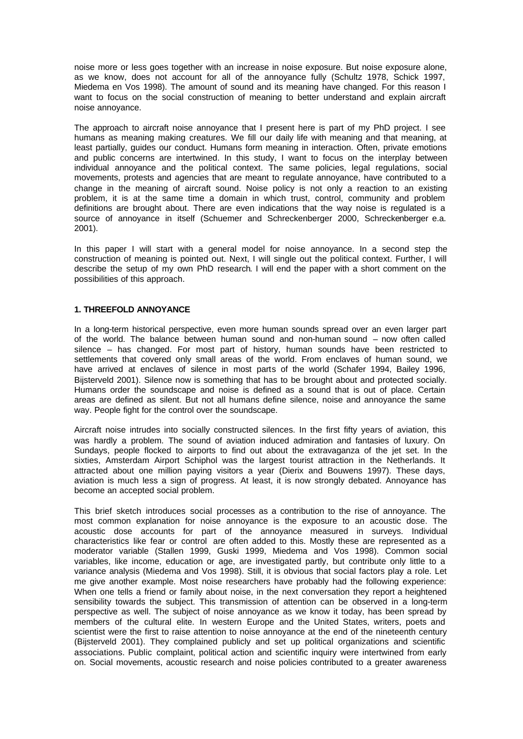noise more or less goes together with an increase in noise exposure. But noise exposure alone, as we know, does not account for all of the annoyance fully (Schultz 1978, Schick 1997, Miedema en Vos 1998). The amount of sound and its meaning have changed. For this reason I want to focus on the social construction of meaning to better understand and explain aircraft noise annoyance.

The approach to aircraft noise annoyance that I present here is part of my PhD project. I see humans as meaning making creatures. We fill our daily life with meaning and that meaning, at least partially, guides our conduct. Humans form meaning in interaction. Often, private emotions and public concerns are intertwined. In this study, I want to focus on the interplay between individual annoyance and the political context. The same policies, legal regulations, social movements, protests and agencies that are meant to regulate annoyance, have contributed to a change in the meaning of aircraft sound. Noise policy is not only a reaction to an existing problem, it is at the same time a domain in which trust, control, community and problem definitions are brought about. There are even indications that the way noise is regulated is a source of annoyance in itself (Schuemer and Schreckenberger 2000, Schreckenberger e.a. 2001).

In this paper I will start with a general model for noise annoyance. In a second step the construction of meaning is pointed out. Next, I will single out the political context. Further, I will describe the setup of my own PhD research. I will end the paper with a short comment on the possibilities of this approach.

## 1. THREEFOLD ANNOYANCE

In a long-term historical perspective, even more human sounds spread over an even larger part of the world. The balance between human sound and non-human sound – now often called silence – has changed. For most part of history, human sounds have been restricted to settlements that covered only small areas of the world. From enclaves of human sound, we have arrived at enclaves of silence in most parts of the world (Schafer 1994, Bailey 1996, Bijsterveld 2001). Silence now is something that has to be brought about and protected socially. Humans order the soundscape and noise is defined as a sound that is out of place. Certain areas are defined as silent. But not all humans define silence, noise and annoyance the same way. People fight for the control over the soundscape.

Aircraft noise intrudes into socially constructed silences. In the first fifty years of aviation, this was hardly a problem. The sound of aviation induced admiration and fantasies of luxury. On Sundays, people flocked to airports to find out about the extravaganza of the jet set. In the sixties, Amsterdam Airport Schiphol was the largest tourist attraction in the Netherlands. It attracted about one million paying visitors a year (Dierix and Bouwens 1997). These days, aviation is much less a sign of progress. At least, it is now strongly debated. Annoyance has become an accepted social problem.

This brief sketch introduces social processes as a contribution to the rise of annoyance. The most common explanation for noise annoyance is the exposure to an acoustic dose. The acoustic dose accounts for part of the annoyance measured in surveys. Individual characteristics like fear or control are often added to this. Mostly these are represented as a moderator variable (Stallen 1999, Guski 1999, Miedema and Vos 1998). Common social variables, like income, education or age, are investigated partly, but contribute only little to a variance analysis (Miedema and Vos 1998). Still, it is obvious that social factors play a role. Let me give another example. Most noise researchers have probably had the following experience: When one tells a friend or family about noise, in the next conversation they report a heightened sensibility towards the subject. This transmission of attention can be observed in a long-term perspective as well. The subject of noise annoyance as we know it today, has been spread by members of the cultural elite. In western Europe and the United States, writers, poets and scientist were the first to raise attention to noise annoyance at the end of the nineteenth century (Bijsterveld 2001). They complained publicly and set up political organizations and scientific associations. Public complaint, political action and scientific inquiry were intertwined from early on. Social movements, acoustic research and noise policies contributed to a greater awareness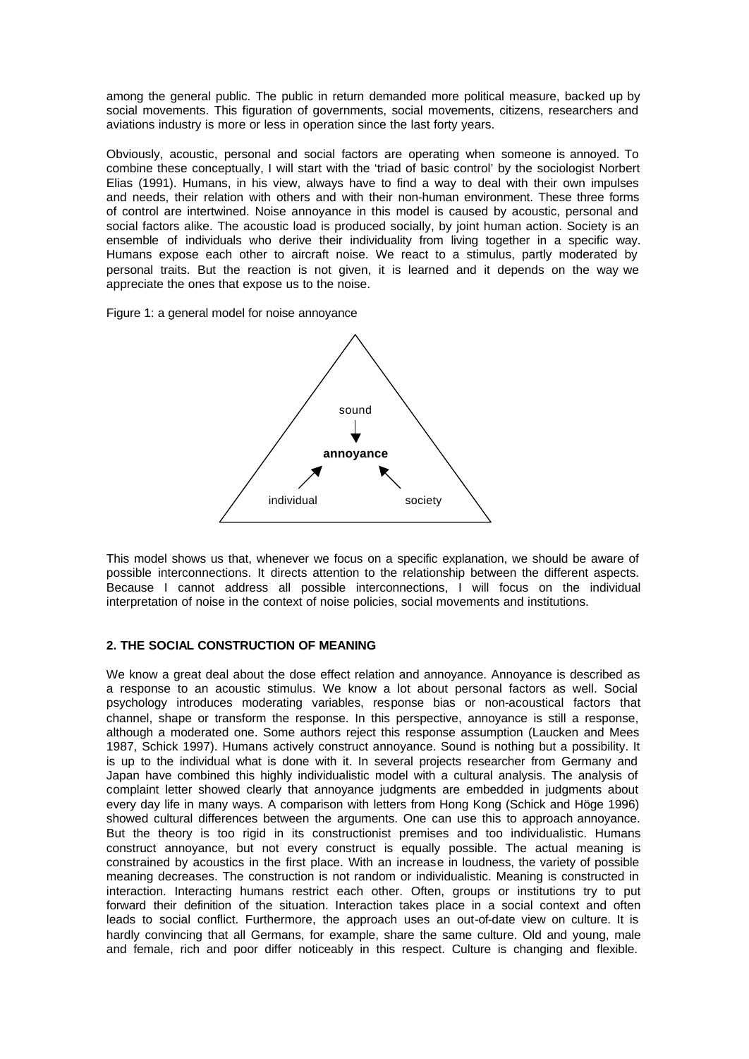among the general public. The public in return demanded more political measure, backed up by social movements. This figuration of governments, social movements, citizens, researchers and aviations industry is more or less in operation since the last forty years.

Obviously, acoustic, personal and social factors are operating when someone is annoyed. To combine these conceptually, I will start with the 'triad of basic control' by the sociologist Norbert Elias (1991). Humans, in his view, always have to find a way to deal with their own impulses and needs, their relation with others and with their non-human environment. These three forms of control are intertwined. Noise annoyance in this model is caused by acoustic, personal and social factors alike. The acoustic load is produced socially, by joint human action. Society is an ensemble of individuals who derive their individuality from living together in a specific way. Humans expose each other to aircraft noise. We react to a stimulus, partly moderated by personal traits. But the reaction is not given, it is learned and it depends on the way we appreciate the ones that expose us to the noise.

Figure 1: a general model for noise annoyance

sound → **annoyance** ← individual, society

This model shows us that, whenever we focus on a specific explanation, we should be aware of possible interconnections. It directs attention to the relationship between the different aspects. Because I cannot address all possible interconnections, I will focus on the individual interpretation of noise in the context of noise policies, social movements and institutions.

## 2. THE SOCIAL CONSTRUCTION OF MEANING

We know a great deal about the dose effect relation and annoyance. Annoyance is described as a response to an acoustic stimulus. We know a lot about personal factors as well. Social psychology introduces moderating variables, response bias or non-acoustical factors that channel, shape or transform the response. In this perspective, annoyance is still a response, although a moderated one. Some authors reject this response assumption (Laucken and Mees 1987, Schick 1997). Humans actively construct annoyance. Sound is nothing but a possibility. It is up to the individual what is done with it. In several projects researcher from Germany and Japan have combined this highly individualistic model with a cultural analysis. The analysis of complaint letter showed clearly that annoyance judgments are embedded in judgments about every day life in many ways. A comparison with letters from Hong Kong (Schick and Höge 1996) showed cultural differences between the arguments. One can use this to approach annoyance. But the theory is too rigid in its constructionist premises and too individualistic. Humans construct annoyance, but not every construct is equally possible. The actual meaning is constrained by acoustics in the first place. With an increase in loudness, the variety of possible meaning decreases. The construction is not random or individualistic. Meaning is constructed in interaction. Interacting humans restrict each other. Often, groups or institutions try to put forward their definition of the situation. Interaction takes place in a social context and often leads to social conflict. Furthermore, the approach uses an out-of-date view on culture. It is hardly convincing that all Germans, for example, share the same culture. Old and young, male and female, rich and poor differ noticeably in this respect. Culture is changing and flexible.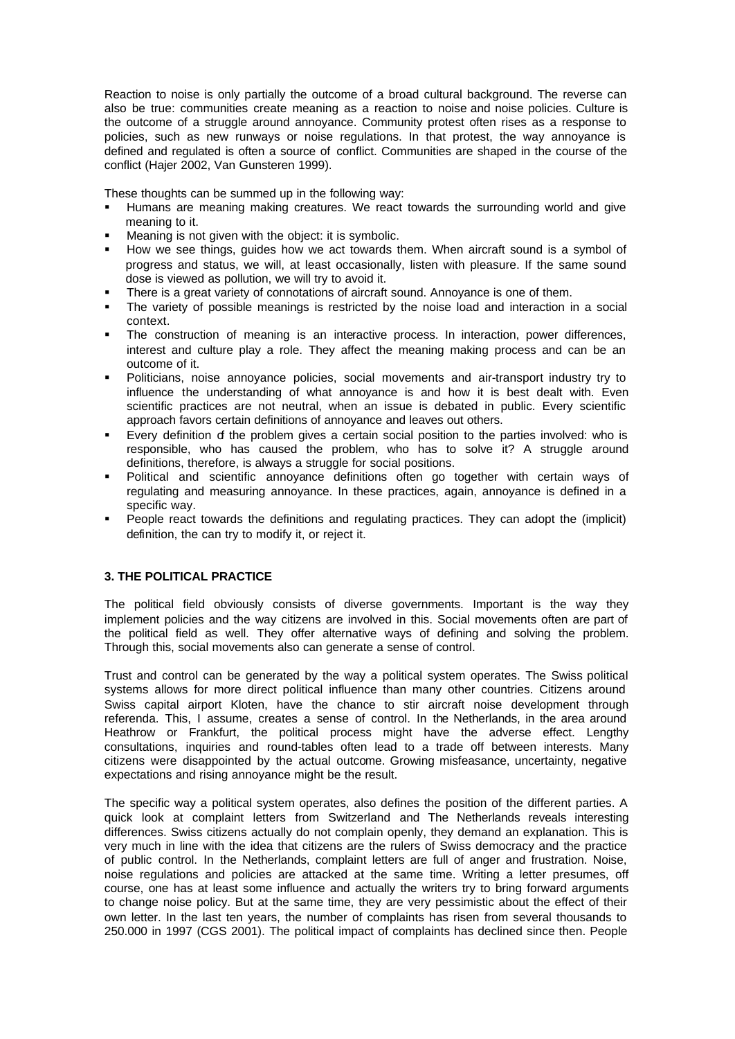Reaction to noise is only partially the outcome of a broad cultural background. The reverse can also be true: communities create meaning as a reaction to noise and noise policies. Culture is the outcome of a struggle around annoyance. Community protest often rises as a response to policies, such as new runways or noise regulations. In that protest, the way annoyance is defined and regulated is often a source of conflict. Communities are shaped in the course of the conflict (Hajer 2002, Van Gunsteren 1999).

These thoughts can be summed up in the following way:

- Humans are meaning making creatures. We react towards the surrounding world and give meaning to it.
- Meaning is not given with the object: it is symbolic.
- How we see things, guides how we act towards them. When aircraft sound is a symbol of progress and status, we will, at least occasionally, listen with pleasure. If the same sound dose is viewed as pollution, we will try to avoid it.
- There is a great variety of connotations of aircraft sound. Annoyance is one of them.
- The variety of possible meanings is restricted by the noise load and interaction in a social context.
- The construction of meaning is an interactive process. In interaction, power differences, interest and culture play a role. They affect the meaning making process and can be an outcome of it.
- Politicians, noise annoyance policies, social movements and air-transport industry try to influence the understanding of what annoyance is and how it is best dealt with. Even scientific practices are not neutral, when an issue is debated in public. Every scientific approach favors certain definitions of annoyance and leaves out others.
- Every definition of the problem gives a certain social position to the parties involved: who is responsible, who has caused the problem, who has to solve it? A struggle around definitions, therefore, is always a struggle for social positions.
- Political and scientific annoyance definitions often go together with certain ways of regulating and measuring annoyance. In these practices, again, annoyance is defined in a specific way.
- People react towards the definitions and regulating practices. They can adopt the (implicit) definition, the can try to modify it, or reject it.

### 3. THE POLITICAL PRACTICE

The political field obviously consists of diverse governments. Important is the way they implement policies and the way citizens are involved in this. Social movements often are part of the political field as well. They offer alternative ways of defining and solving the problem. Through this, social movements also can generate a sense of control.

Trust and control can be generated by the way a political system operates. The Swiss political systems allows for more direct political influence than many other countries. Citizens around Swiss capital airport Kloten, have the chance to stir aircraft noise development through referenda. This, I assume, creates a sense of control. In the Netherlands, in the area around Heathrow or Frankfurt, the political process might have the adverse effect. Lengthy consultations, inquiries and round-tables often lead to a trade off between interests. Many citizens were disappointed by the actual outcome. Growing misfeasance, uncertainty, negative expectations and rising annoyance might be the result.

The specific way a political system operates, also defines the position of the different parties. A quick look at complaint letters from Switzerland and The Netherlands reveals interesting differences. Swiss citizens actually do not complain openly, they demand an explanation. This is very much in line with the idea that citizens are the rulers of Swiss democracy and the practice of public control. In the Netherlands, complaint letters are full of anger and frustration. Noise, noise regulations and policies are attacked at the same time. Writing a letter presumes, off course, one has at least some influence and actually the writers try to bring forward arguments to change noise policy. But at the same time, they are very pessimistic about the effect of their own letter. In the last ten years, the number of complaints has risen from several thousands to 250.000 in 1997 (CGS 2001). The political impact of complaints has declined since then. People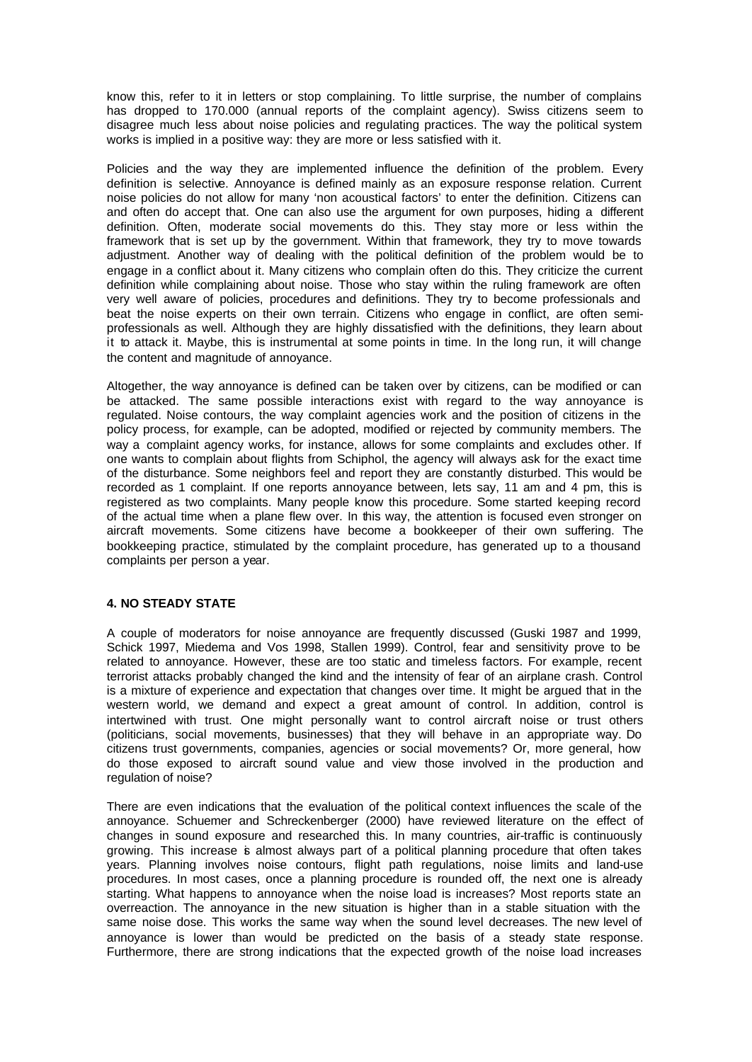know this, refer to it in letters or stop complaining. To little surprise, the number of complains has dropped to 170.000 (annual reports of the complaint agency). Swiss citizens seem to disagree much less about noise policies and regulating practices. The way the political system works is implied in a positive way: they are more or less satisfied with it.

Policies and the way they are implemented influence the definition of the problem. Every definition is selective. Annoyance is defined mainly as an exposure response relation. Current noise policies do not allow for many 'non acoustical factors' to enter the definition. Citizens can and often do accept that. One can also use the argument for own purposes, hiding a different definition. Often, moderate social movements do this. They stay more or less within the framework that is set up by the government. Within that framework, they try to move towards adjustment. Another way of dealing with the political definition of the problem would be to engage in a conflict about it. Many citizens who complain often do this. They criticize the current definition while complaining about noise. Those who stay within the ruling framework are often very well aware of policies, procedures and definitions. They try to become professionals and beat the noise experts on their own terrain. Citizens who engage in conflict, are often semi-professionals as well. Although they are highly dissatisfied with the definitions, they learn about it to attack it. Maybe, this is instrumental at some points in time. In the long run, it will change the content and magnitude of annoyance.

Altogether, the way annoyance is defined can be taken over by citizens, can be modified or can be attacked. The same possible interactions exist with regard to the way annoyance is regulated. Noise contours, the way complaint agencies work and the position of citizens in the policy process, for example, can be adopted, modified or rejected by community members. The way a complaint agency works, for instance, allows for some complaints and excludes other. If one wants to complain about flights from Schiphol, the agency will always ask for the exact time of the disturbance. Some neighbors feel and report they are constantly disturbed. This would be recorded as 1 complaint. If one reports annoyance between, lets say, 11 am and 4 pm, this is registered as two complaints. Many people know this procedure. Some started keeping record of the actual time when a plane flew over. In this way, the attention is focused even stronger on aircraft movements. Some citizens have become a bookkeeper of their own suffering. The bookkeeping practice, stimulated by the complaint procedure, has generated up to a thousand complaints per person a year.

## 4. NO STEADY STATE

A couple of moderators for noise annoyance are frequently discussed (Guski 1987 and 1999, Schick 1997, Miedema and Vos 1998, Stallen 1999). Control, fear and sensitivity prove to be related to annoyance. However, these are too static and timeless factors. For example, recent terrorist attacks probably changed the kind and the intensity of fear of an airplane crash. Control is a mixture of experience and expectation that changes over time. It might be argued that in the western world, we demand and expect a great amount of control. In addition, control is intertwined with trust. One might personally want to control aircraft noise or trust others (politicians, social movements, businesses) that they will behave in an appropriate way. Do citizens trust governments, companies, agencies or social movements? Or, more general, how do those exposed to aircraft sound value and view those involved in the production and regulation of noise?

There are even indications that the evaluation of the political context influences the scale of the annoyance. Schuemer and Schreckenberger (2000) have reviewed literature on the effect of changes in sound exposure and researched this. In many countries, air-traffic is continuously growing. This increase is almost always part of a political planning procedure that often takes years. Planning involves noise contours, flight path regulations, noise limits and land-use procedures. In most cases, once a planning procedure is rounded off, the next one is already starting. What happens to annoyance when the noise load is increases? Most reports state an overreaction. The annoyance in the new situation is higher than in a stable situation with the same noise dose. This works the same way when the sound level decreases. The new level of annoyance is lower than would be predicted on the basis of a steady state response. Furthermore, there are strong indications that the expected growth of the noise load increases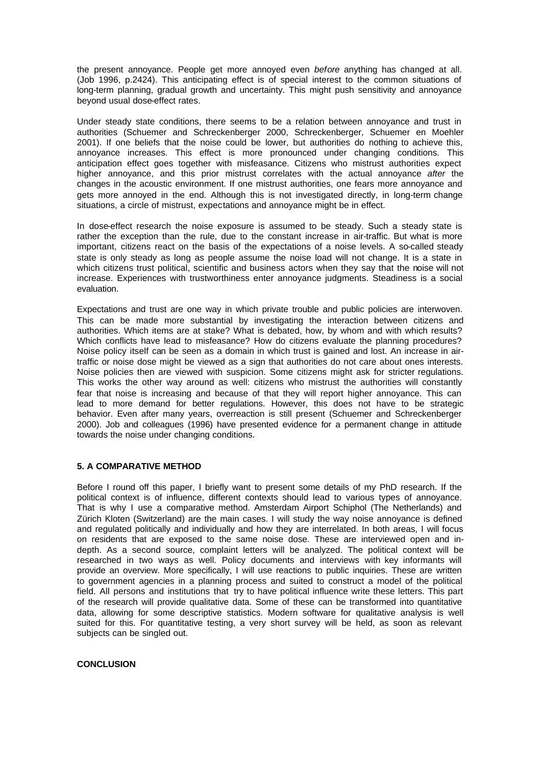the present annoyance. People get more annoyed even *before* anything has changed at all. (Job 1996, p.2424). This anticipating effect is of special interest to the common situations of long-term planning, gradual growth and uncertainty. This might push sensitivity and annoyance beyond usual dose-effect rates.

Under steady state conditions, there seems to be a relation between annoyance and trust in authorities (Schuemer and Schreckenberger 2000, Schreckenberger, Schuemer en Moehler 2001). If one beliefs that the noise could be lower, but authorities do nothing to achieve this, annoyance increases. This effect is more pronounced under changing conditions. This anticipation effect goes together with misfeasance. Citizens who mistrust authorities expect higher annoyance, and this prior mistrust correlates with the actual annoyance *after* the changes in the acoustic environment. If one mistrust authorities, one fears more annoyance and gets more annoyed in the end. Although this is not investigated directly, in long-term change situations, a circle of mistrust, expectations and annoyance might be in effect.

In dose-effect research the noise exposure is assumed to be steady. Such a steady state is rather the exception than the rule, due to the constant increase in air-traffic. But what is more important, citizens react on the basis of the expectations of a noise levels. A so-called steady state is only steady as long as people assume the noise load will not change. It is a state in which citizens trust political, scientific and business actors when they say that the noise will not increase. Experiences with trustworthiness enter annoyance judgments. Steadiness is a social evaluation.

Expectations and trust are one way in which private trouble and public policies are interwoven. This can be made more substantial by investigating the interaction between citizens and authorities. Which items are at stake? What is debated, how, by whom and with which results? Which conflicts have lead to misfeasance? How do citizens evaluate the planning procedures? Noise policy itself can be seen as a domain in which trust is gained and lost. An increase in air-traffic or noise dose might be viewed as a sign that authorities do not care about ones interests. Noise policies then are viewed with suspicion. Some citizens might ask for stricter regulations. This works the other way around as well: citizens who mistrust the authorities will constantly fear that noise is increasing and because of that they will report higher annoyance. This can lead to more demand for better regulations. However, this does not have to be strategic behavior. Even after many years, overreaction is still present (Schuemer and Schreckenberger 2000). Job and colleagues (1996) have presented evidence for a permanent change in attitude towards the noise under changing conditions.

## 5. A COMPARATIVE METHOD

Before I round off this paper, I briefly want to present some details of my PhD research. If the political context is of influence, different contexts should lead to various types of annoyance. That is why I use a comparative method. Amsterdam Airport Schiphol (The Netherlands) and Zürich Kloten (Switzerland) are the main cases. I will study the way noise annoyance is defined and regulated politically and individually and how they are interrelated. In both areas, I will focus on residents that are exposed to the same noise dose. These are interviewed open and in-depth. As a second source, complaint letters will be analyzed. The political context will be researched in two ways as well. Policy documents and interviews with key informants will provide an overview. More specifically, I will use reactions to public inquiries. These are written to government agencies in a planning process and suited to construct a model of the political field. All persons and institutions that try to have political influence write these letters. This part of the research will provide qualitative data. Some of these can be transformed into quantitative data, allowing for some descriptive statistics. Modern software for qualitative analysis is well suited for this. For quantitative testing, a very short survey will be held, as soon as relevant subjects can be singled out.

## CONCLUSION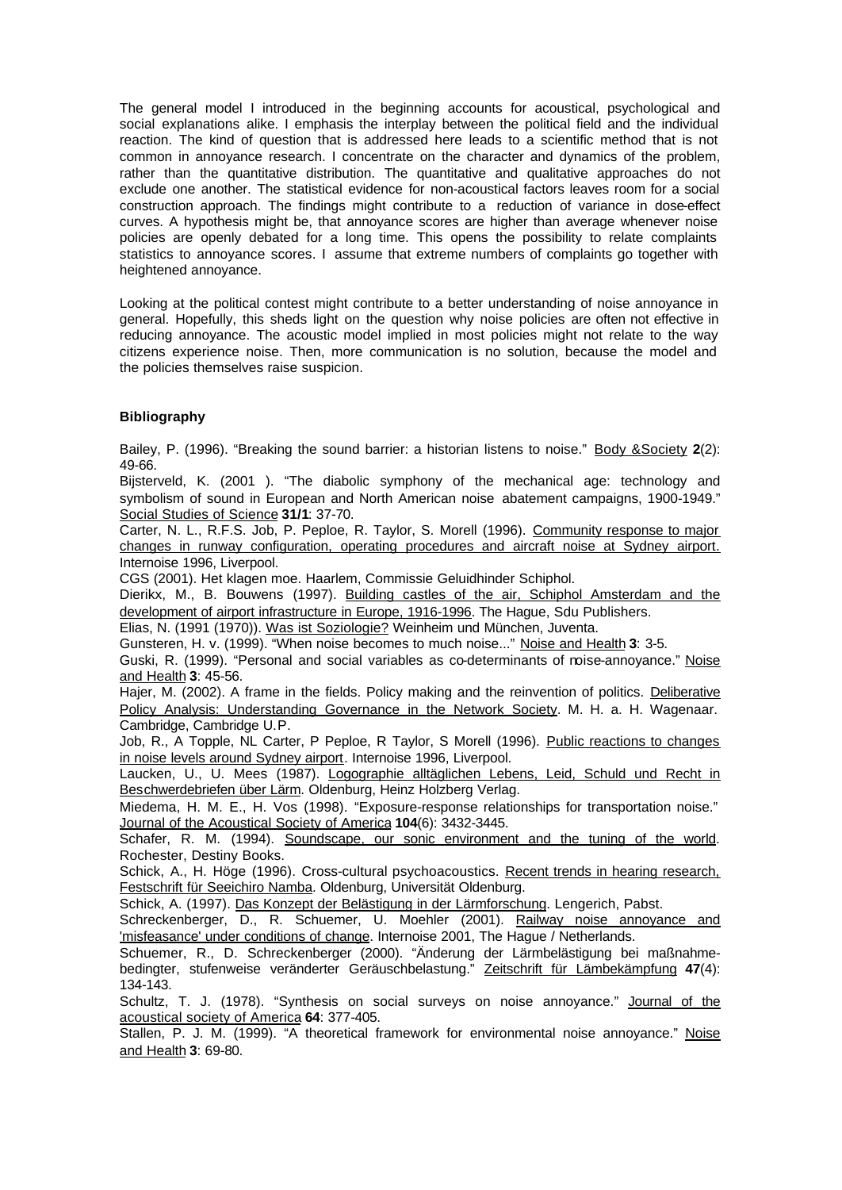The general model I introduced in the beginning accounts for acoustical, psychological and social explanations alike. I emphasis the interplay between the political field and the individual reaction. The kind of question that is addressed here leads to a scientific method that is not common in annoyance research. I concentrate on the character and dynamics of the problem, rather than the quantitative distribution. The quantitative and qualitative approaches do not exclude one another. The statistical evidence for non-acoustical factors leaves room for a social construction approach. The findings might contribute to a reduction of variance in dose-effect curves. A hypothesis might be, that annoyance scores are higher than average whenever noise policies are openly debated for a long time. This opens the possibility to relate complaints statistics to annoyance scores. I assume that extreme numbers of complaints go together with heightened annoyance.

Looking at the political contest might contribute to a better understanding of noise annoyance in general. Hopefully, this sheds light on the question why noise policies are often not effective in reducing annoyance. The acoustic model implied in most policies might not relate to the way citizens experience noise. Then, more communication is no solution, because the model and the policies themselves raise suspicion.

### Bibliography

Bailey, P. (1996). "Breaking the sound barrier: a historian listens to noise." Body &Society **2**(2): 49-66.

Bijsterveld, K. (2001 ). "The diabolic symphony of the mechanical age: technology and symbolism of sound in European and North American noise abatement campaigns, 1900-1949." Social Studies of Science **31/1**: 37-70.

Carter, N. L., R.F.S. Job, P. Peploe, R. Taylor, S. Morell (1996). Community response to major changes in runway configuration, operating procedures and aircraft noise at Sydney airport. Internoise 1996, Liverpool.

CGS (2001). Het klagen moe. Haarlem, Commissie Geluidhinder Schiphol.

Dierikx, M., B. Bouwens (1997). Building castles of the air, Schiphol Amsterdam and the development of airport infrastructure in Europe, 1916-1996. The Hague, Sdu Publishers.

Elias, N. (1991 (1970)). Was ist Soziologie? Weinheim und München, Juventa.

Gunsteren, H. v. (1999). "When noise becomes to much noise..." Noise and Health **3**: 3-5.

Guski, R. (1999). "Personal and social variables as co-determinants of noise-annoyance." Noise and Health **3**: 45-56.

Hajer, M. (2002). A frame in the fields. Policy making and the reinvention of politics. Deliberative Policy Analysis: Understanding Governance in the Network Society. M. H. a. H. Wagenaar. Cambridge, Cambridge U.P.

Job, R., A Topple, NL Carter, P Peploe, R Taylor, S Morell (1996). Public reactions to changes in noise levels around Sydney airport. Internoise 1996, Liverpool.

Laucken, U., U. Mees (1987). Logographie alltäglichen Lebens, Leid, Schuld und Recht in Beschwerdebriefen über Lärm. Oldenburg, Heinz Holzberg Verlag.

Miedema, H. M. E., H. Vos (1998). "Exposure-response relationships for transportation noise." Journal of the Acoustical Society of America **104**(6): 3432-3445.

Schafer, R. M. (1994). Soundscape, our sonic environment and the tuning of the world. Rochester, Destiny Books.

Schick, A., H. Höge (1996). Cross-cultural psychoacoustics. Recent trends in hearing research, Festschrift für Seeichiro Namba. Oldenburg, Universität Oldenburg.

Schick, A. (1997). Das Konzept der Belästigung in der Lärmforschung. Lengerich, Pabst.

Schreckenberger, D., R. Schuemer, U. Moehler (2001). Railway noise annoyance and 'misfeasance' under conditions of change. Internoise 2001, The Hague / Netherlands.

Schuemer, R., D. Schreckenberger (2000). "Änderung der Lärmbelästigung bei maßnahme-bedingter, stufenweise veränderter Geräuschbelastung." Zeitschrift für Lämbekämpfung **47**(4): 134-143.

Schultz, T. J. (1978). "Synthesis on social surveys on noise annoyance." Journal of the acoustical society of America **64**: 377-405.

Stallen, P. J. M. (1999). "A theoretical framework for environmental noise annoyance." Noise and Health **3**: 69-80.